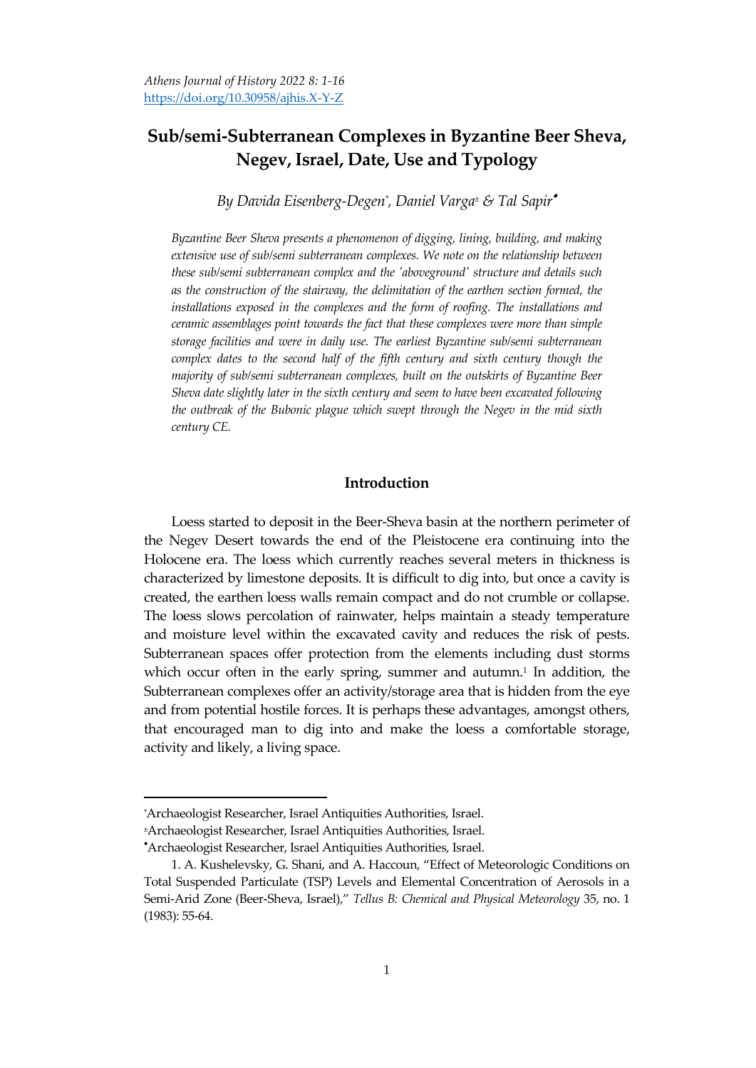# Sub/semi-Subterranean Complexes in Byzantine Beer Sheva, Negev, Israel, Date, Use and Typology

*By Davida Eisenberg-Degen[\*], Daniel Varga[±] & Tal Sapir[•]*

*Byzantine Beer Sheva presents a phenomenon of digging, lining, building, and making extensive use of sub/semi subterranean complexes. We note on the relationship between these sub/semi subterranean complex and the 'aboveground' structure and details such as the construction of the stairway, the delimitation of the earthen section formed, the installations exposed in the complexes and the form of roofing. The installations and ceramic assemblages point towards the fact that these complexes were more than simple storage facilities and were in daily use. The earliest Byzantine sub/semi subterranean complex dates to the second half of the fifth century and sixth century though the majority of sub/semi subterranean complexes, built on the outskirts of Byzantine Beer Sheva date slightly later in the sixth century and seem to have been excavated following the outbreak of the Bubonic plague which swept through the Negev in the mid sixth century CE.*

## Introduction

Loess started to deposit in the Beer-Sheva basin at the northern perimeter of the Negev Desert towards the end of the Pleistocene era continuing into the Holocene era. The loess which currently reaches several meters in thickness is characterized by limestone deposits. It is difficult to dig into, but once a cavity is created, the earthen loess walls remain compact and do not crumble or collapse. The loess slows percolation of rainwater, helps maintain a steady temperature and moisture level within the excavated cavity and reduces the risk of pests. Subterranean spaces offer protection from the elements including dust storms which occur often in the early spring, summer and autumn.[1] In addition, the Subterranean complexes offer an activity/storage area that is hidden from the eye and from potential hostile forces. It is perhaps these advantages, amongst others, that encouraged man to dig into and make the loess a comfortable storage, activity and likely, a living space.

---

[\*]Archaeologist Researcher, Israel Antiquities Authorities, Israel.

[±]Archaeologist Researcher, Israel Antiquities Authorities, Israel.

[•]Archaeologist Researcher, Israel Antiquities Authorities, Israel.

1. A. Kushelevsky, G. Shani, and A. Haccoun, "Effect of Meteorologic Conditions on Total Suspended Particulate (TSP) Levels and Elemental Concentration of Aerosols in a Semi-Arid Zone (Beer-Sheva, Israel)," *Tellus B: Chemical and Physical Meteorology* 35, no. 1 (1983): 55-64.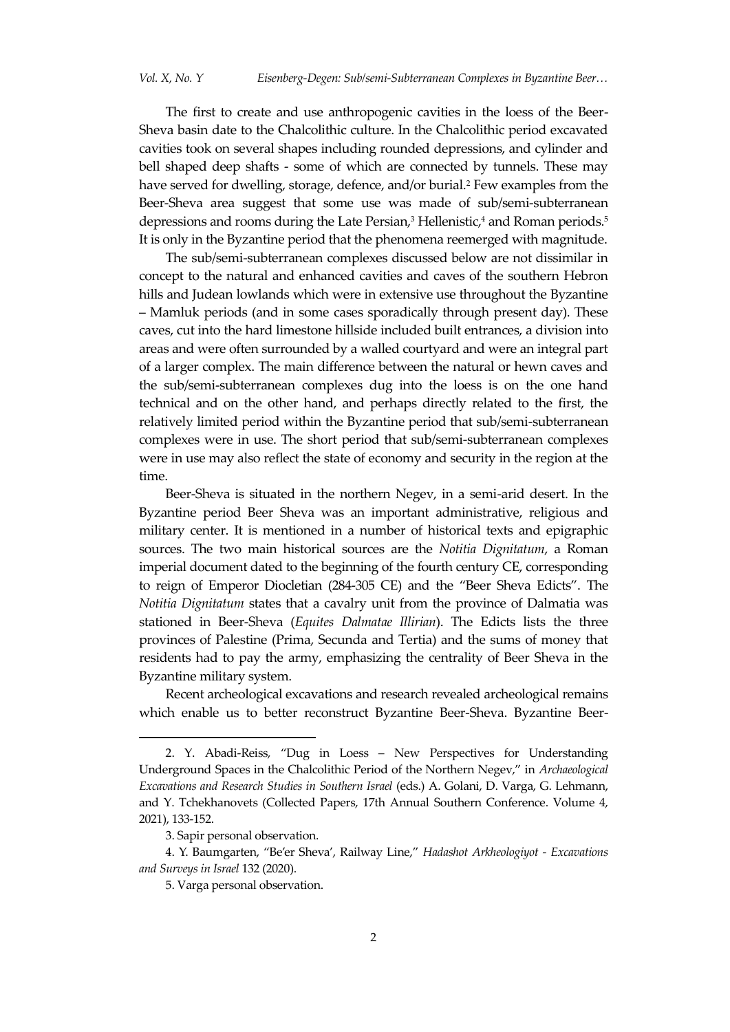The first to create and use anthropogenic cavities in the loess of the Beer-Sheva basin date to the Chalcolithic culture. In the Chalcolithic period excavated cavities took on several shapes including rounded depressions, and cylinder and bell shaped deep shafts - some of which are connected by tunnels. These may have served for dwelling, storage, defence, and/or burial.[2] Few examples from the Beer-Sheva area suggest that some use was made of sub/semi-subterranean depressions and rooms during the Late Persian,[3] Hellenistic,[4] and Roman periods.[5] It is only in the Byzantine period that the phenomena reemerged with magnitude.

The sub/semi-subterranean complexes discussed below are not dissimilar in concept to the natural and enhanced cavities and caves of the southern Hebron hills and Judean lowlands which were in extensive use throughout the Byzantine – Mamluk periods (and in some cases sporadically through present day). These caves, cut into the hard limestone hillside included built entrances, a division into areas and were often surrounded by a walled courtyard and were an integral part of a larger complex. The main difference between the natural or hewn caves and the sub/semi-subterranean complexes dug into the loess is on the one hand technical and on the other hand, and perhaps directly related to the first, the relatively limited period within the Byzantine period that sub/semi-subterranean complexes were in use. The short period that sub/semi-subterranean complexes were in use may also reflect the state of economy and security in the region at the time.

Beer-Sheva is situated in the northern Negev, in a semi-arid desert. In the Byzantine period Beer Sheva was an important administrative, religious and military center. It is mentioned in a number of historical texts and epigraphic sources. The two main historical sources are the *Notitia Dignitatum*, a Roman imperial document dated to the beginning of the fourth century CE, corresponding to reign of Emperor Diocletian (284-305 CE) and the "Beer Sheva Edicts". The *Notitia Dignitatum* states that a cavalry unit from the province of Dalmatia was stationed in Beer-Sheva (*Equites Dalmatae Illirian*). The Edicts lists the three provinces of Palestine (Prima, Secunda and Tertia) and the sums of money that residents had to pay the army, emphasizing the centrality of Beer Sheva in the Byzantine military system.

Recent archeological excavations and research revealed archeological remains which enable us to better reconstruct Byzantine Beer-Sheva. Byzantine Beer-

2. Y. Abadi-Reiss, "Dug in Loess – New Perspectives for Understanding Underground Spaces in the Chalcolithic Period of the Northern Negev," in *Archaeological Excavations and Research Studies in Southern Israel* (eds.) A. Golani, D. Varga, G. Lehmann, and Y. Tchekhanovets (Collected Papers, 17th Annual Southern Conference. Volume 4, 2021), 133-152.

3. Sapir personal observation.

4. Y. Baumgarten, "Be'er Sheva', Railway Line," *Hadashot Arkheologiyot - Excavations and Surveys in Israel* 132 (2020).

5. Varga personal observation.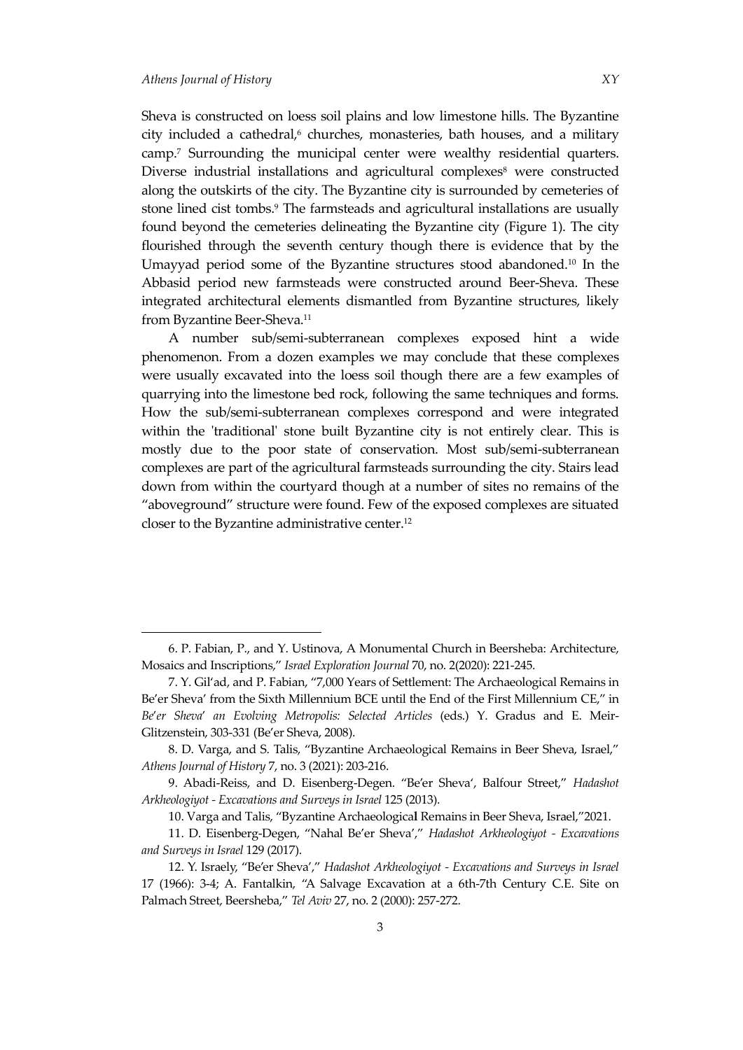Sheva is constructed on loess soil plains and low limestone hills. The Byzantine city included a cathedral,[6] churches, monasteries, bath houses, and a military camp.[7] Surrounding the municipal center were wealthy residential quarters. Diverse industrial installations and agricultural complexes[8] were constructed along the outskirts of the city. The Byzantine city is surrounded by cemeteries of stone lined cist tombs.[9] The farmsteads and agricultural installations are usually found beyond the cemeteries delineating the Byzantine city (Figure 1). The city flourished through the seventh century though there is evidence that by the Umayyad period some of the Byzantine structures stood abandoned.[10] In the Abbasid period new farmsteads were constructed around Beer-Sheva. These integrated architectural elements dismantled from Byzantine structures, likely from Byzantine Beer-Sheva.[11]

A number sub/semi-subterranean complexes exposed hint a wide phenomenon. From a dozen examples we may conclude that these complexes were usually excavated into the loess soil though there are a few examples of quarrying into the limestone bed rock, following the same techniques and forms. How the sub/semi-subterranean complexes correspond and were integrated within the 'traditional' stone built Byzantine city is not entirely clear. This is mostly due to the poor state of conservation. Most sub/semi-subterranean complexes are part of the agricultural farmsteads surrounding the city. Stairs lead down from within the courtyard though at a number of sites no remains of the "aboveground" structure were found. Few of the exposed complexes are situated closer to the Byzantine administrative center.[12]

---

6. P. Fabian, P., and Y. Ustinova, A Monumental Church in Beersheba: Architecture, Mosaics and Inscriptions," *Israel Exploration Journal* 70, no. 2(2020): 221-245.

7. Y. Gil'ad, and P. Fabian, "7,000 Years of Settlement: The Archaeological Remains in Be'er Sheva' from the Sixth Millennium BCE until the End of the First Millennium CE," in *Be'er Sheva' an Evolving Metropolis: Selected Articles* (eds.) Y. Gradus and E. Meir-Glitzenstein, 303-331 (Be'er Sheva, 2008).

8. D. Varga, and S. Talis, "Byzantine Archaeological Remains in Beer Sheva, Israel," *Athens Journal of History* 7, no. 3 (2021): 203-216.

9. Abadi-Reiss, and D. Eisenberg-Degen. "Be'er Sheva', Balfour Street," *Hadashot Arkheologiyot - Excavations and Surveys in Israel* 125 (2013).

10. Varga and Talis, "Byzantine Archaeological Remains in Beer Sheva, Israel,"2021.

11. D. Eisenberg-Degen, "Nahal Be'er Sheva'," *Hadashot Arkheologiyot - Excavations and Surveys in Israel* 129 (2017).

12. Y. Israely, "Be'er Sheva'," *Hadashot Arkheologiyot - Excavations and Surveys in Israel* 17 (1966): 3-4; A. Fantalkin, "A Salvage Excavation at a 6th-7th Century C.E. Site on Palmach Street, Beersheba," *Tel Aviv* 27, no. 2 (2000): 257-272.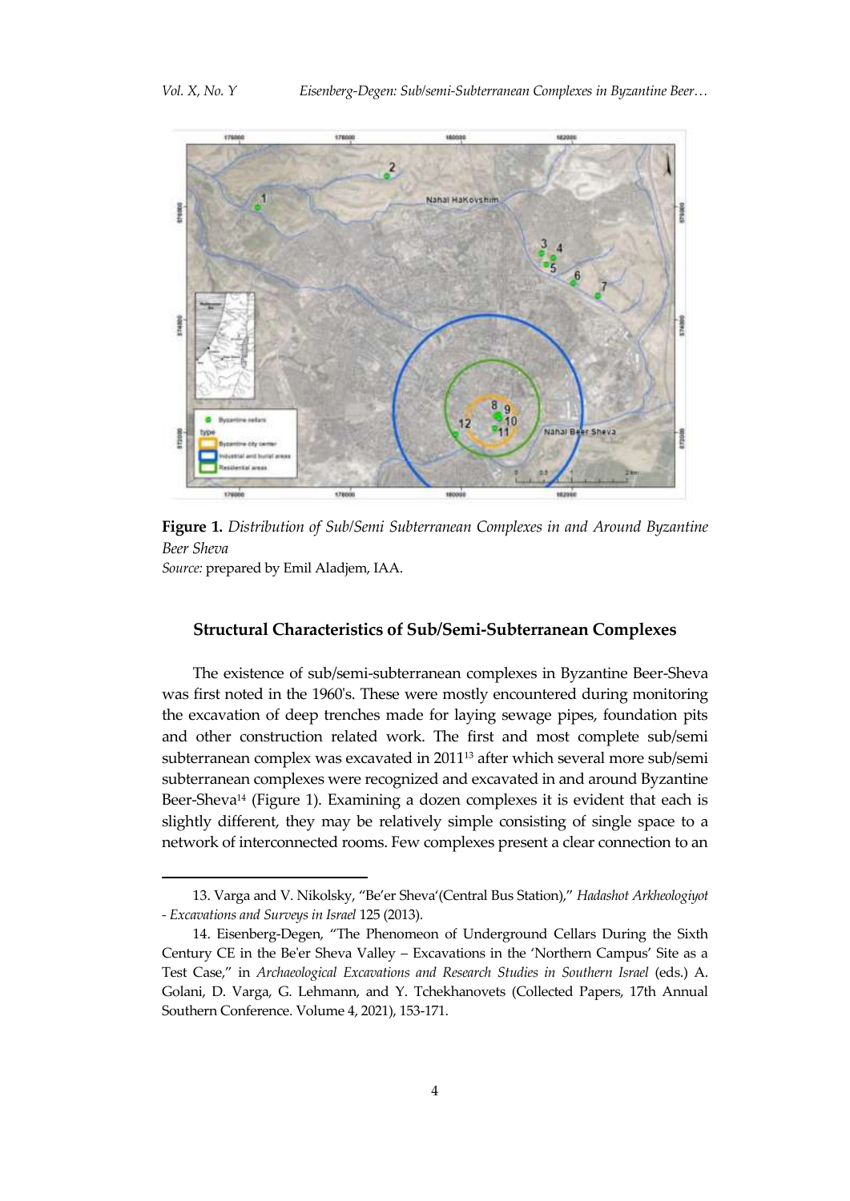**Figure 1.** *Distribution of Sub/Semi Subterranean Complexes in and Around Byzantine Beer Sheva*
*Source:* prepared by Emil Aladjem, IAA.

### Structural Characteristics of Sub/Semi-Subterranean Complexes

The existence of sub/semi-subterranean complexes in Byzantine Beer-Sheva was first noted in the 1960's. These were mostly encountered during monitoring the excavation of deep trenches made for laying sewage pipes, foundation pits and other construction related work. The first and most complete sub/semi subterranean complex was excavated in 2011[13] after which several more sub/semi subterranean complexes were recognized and excavated in and around Byzantine Beer-Sheva[14] (Figure 1). Examining a dozen complexes it is evident that each is slightly different, they may be relatively simple consisting of single space to a network of interconnected rooms. Few complexes present a clear connection to an

---

13. Varga and V. Nikolsky, "Be'er Sheva'(Central Bus Station)," *Hadashot Arkheologiyot - Excavations and Surveys in Israel* 125 (2013).

14. Eisenberg-Degen, "The Phenomeon of Underground Cellars During the Sixth Century CE in the Be'er Sheva Valley – Excavations in the 'Northern Campus' Site as a Test Case," in *Archaeological Excavations and Research Studies in Southern Israel* (eds.) A. Golani, D. Varga, G. Lehmann, and Y. Tchekhanovets (Collected Papers, 17th Annual Southern Conference. Volume 4, 2021), 153-171.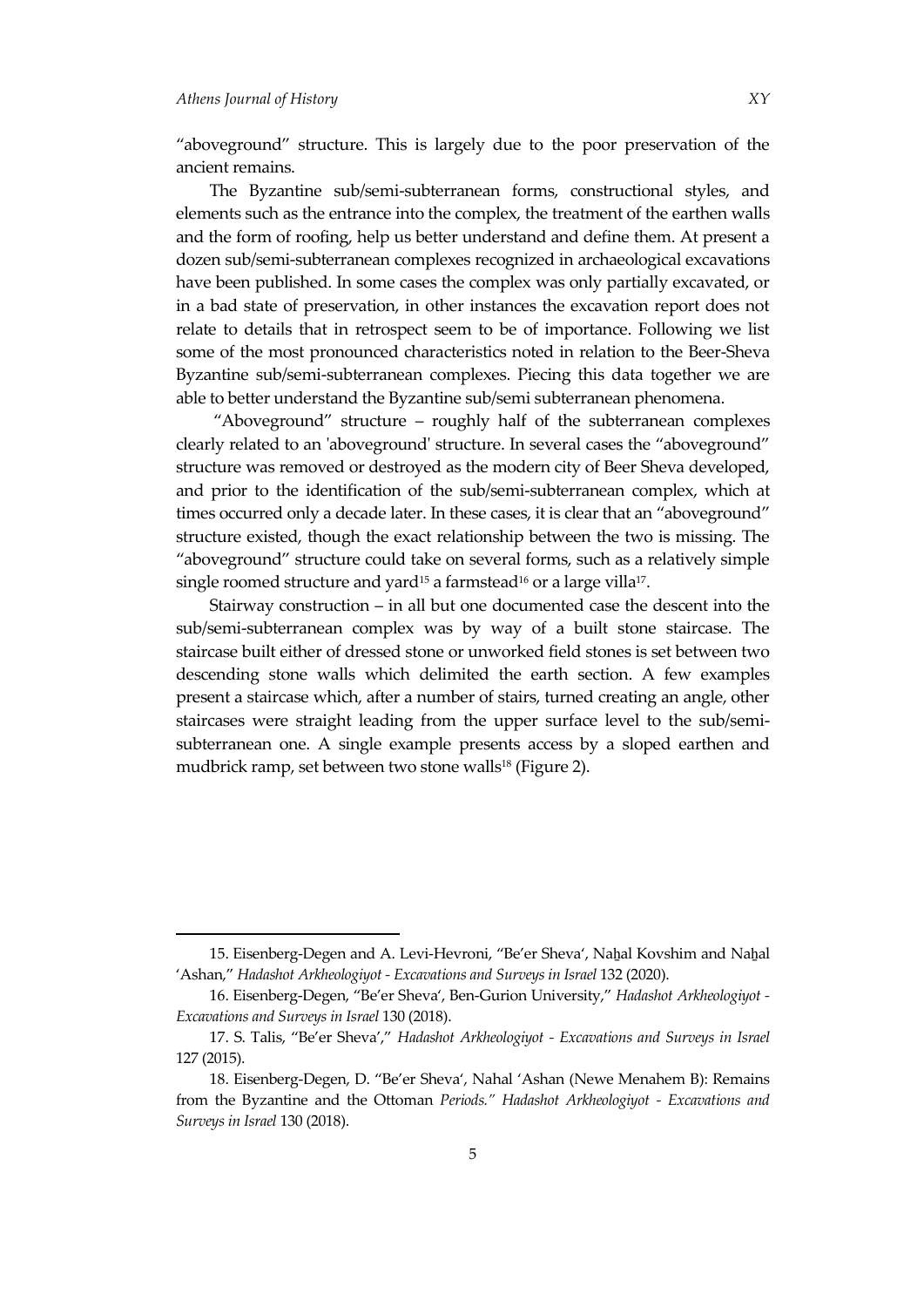"aboveground" structure. This is largely due to the poor preservation of the ancient remains.

The Byzantine sub/semi-subterranean forms, constructional styles, and elements such as the entrance into the complex, the treatment of the earthen walls and the form of roofing, help us better understand and define them. At present a dozen sub/semi-subterranean complexes recognized in archaeological excavations have been published. In some cases the complex was only partially excavated, or in a bad state of preservation, in other instances the excavation report does not relate to details that in retrospect seem to be of importance. Following we list some of the most pronounced characteristics noted in relation to the Beer-Sheva Byzantine sub/semi-subterranean complexes. Piecing this data together we are able to better understand the Byzantine sub/semi subterranean phenomena.

"Aboveground" structure – roughly half of the subterranean complexes clearly related to an 'aboveground' structure. In several cases the "aboveground" structure was removed or destroyed as the modern city of Beer Sheva developed, and prior to the identification of the sub/semi-subterranean complex, which at times occurred only a decade later. In these cases, it is clear that an "aboveground" structure existed, though the exact relationship between the two is missing. The "aboveground" structure could take on several forms, such as a relatively simple single roomed structure and yard[15] a farmstead[16] or a large villa[17].

Stairway construction – in all but one documented case the descent into the sub/semi-subterranean complex was by way of a built stone staircase. The staircase built either of dressed stone or unworked field stones is set between two descending stone walls which delimited the earth section. A few examples present a staircase which, after a number of stairs, turned creating an angle, other staircases were straight leading from the upper surface level to the sub/semi-subterranean one. A single example presents access by a sloped earthen and mudbrick ramp, set between two stone walls[18] (Figure 2).

---

15. Eisenberg-Degen and A. Levi-Hevroni, "Be'er Sheva', Naẖal Kovshim and Naẖal 'Ashan," *Hadashot Arkheologiyot - Excavations and Surveys in Israel* 132 (2020).

16. Eisenberg-Degen, "Be'er Sheva', Ben-Gurion University," *Hadashot Arkheologiyot - Excavations and Surveys in Israel* 130 (2018).

17. S. Talis, "Be'er Sheva'," *Hadashot Arkheologiyot - Excavations and Surveys in Israel* 127 (2015).

18. Eisenberg-Degen, D. "Be'er Sheva', Nahal 'Ashan (Newe Menahem B): Remains from the Byzantine and the Ottoman *Periods." Hadashot Arkheologiyot - Excavations and Surveys in Israel* 130 (2018).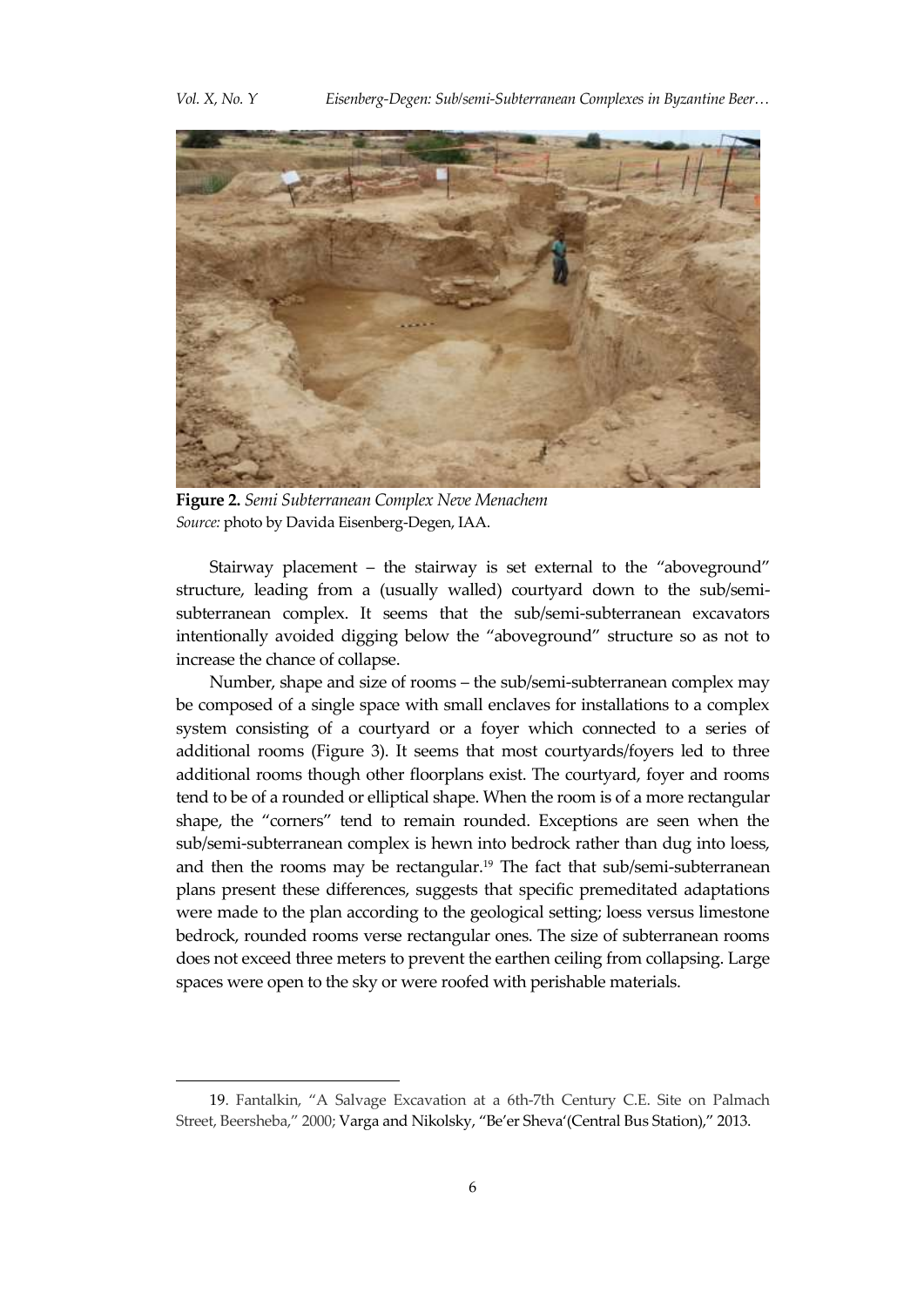**Figure 2.** *Semi Subterranean Complex Neve Menachem*
*Source:* photo by Davida Eisenberg-Degen, IAA.

Stairway placement – the stairway is set external to the "aboveground" structure, leading from a (usually walled) courtyard down to the sub/semi-subterranean complex. It seems that the sub/semi-subterranean excavators intentionally avoided digging below the "aboveground" structure so as not to increase the chance of collapse.

Number, shape and size of rooms – the sub/semi-subterranean complex may be composed of a single space with small enclaves for installations to a complex system consisting of a courtyard or a foyer which connected to a series of additional rooms (Figure 3). It seems that most courtyards/foyers led to three additional rooms though other floorplans exist. The courtyard, foyer and rooms tend to be of a rounded or elliptical shape. When the room is of a more rectangular shape, the "corners" tend to remain rounded. Exceptions are seen when the sub/semi-subterranean complex is hewn into bedrock rather than dug into loess, and then the rooms may be rectangular.[19] The fact that sub/semi-subterranean plans present these differences, suggests that specific premeditated adaptations were made to the plan according to the geological setting; loess versus limestone bedrock, rounded rooms verse rectangular ones. The size of subterranean rooms does not exceed three meters to prevent the earthen ceiling from collapsing. Large spaces were open to the sky or were roofed with perishable materials.

---

19. Fantalkin, "A Salvage Excavation at a 6th-7th Century C.E. Site on Palmach Street, Beersheba," 2000; Varga and Nikolsky, "Be'er Sheva'(Central Bus Station)," 2013.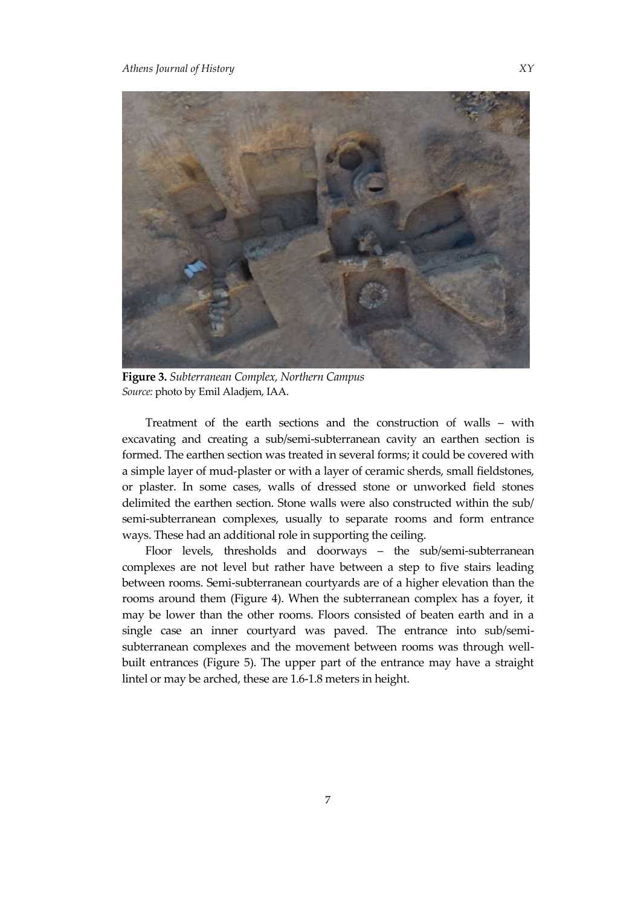**Figure 3.** *Subterranean Complex, Northern Campus*
*Source:* photo by Emil Aladjem, IAA.

Treatment of the earth sections and the construction of walls – with excavating and creating a sub/semi-subterranean cavity an earthen section is formed. The earthen section was treated in several forms; it could be covered with a simple layer of mud-plaster or with a layer of ceramic sherds, small fieldstones, or plaster. In some cases, walls of dressed stone or unworked field stones delimited the earthen section. Stone walls were also constructed within the sub/ semi-subterranean complexes, usually to separate rooms and form entrance ways. These had an additional role in supporting the ceiling.

Floor levels, thresholds and doorways – the sub/semi-subterranean complexes are not level but rather have between a step to five stairs leading between rooms. Semi-subterranean courtyards are of a higher elevation than the rooms around them (Figure 4). When the subterranean complex has a foyer, it may be lower than the other rooms. Floors consisted of beaten earth and in a single case an inner courtyard was paved. The entrance into sub/semi-subterranean complexes and the movement between rooms was through well-built entrances (Figure 5). The upper part of the entrance may have a straight lintel or may be arched, these are 1.6-1.8 meters in height.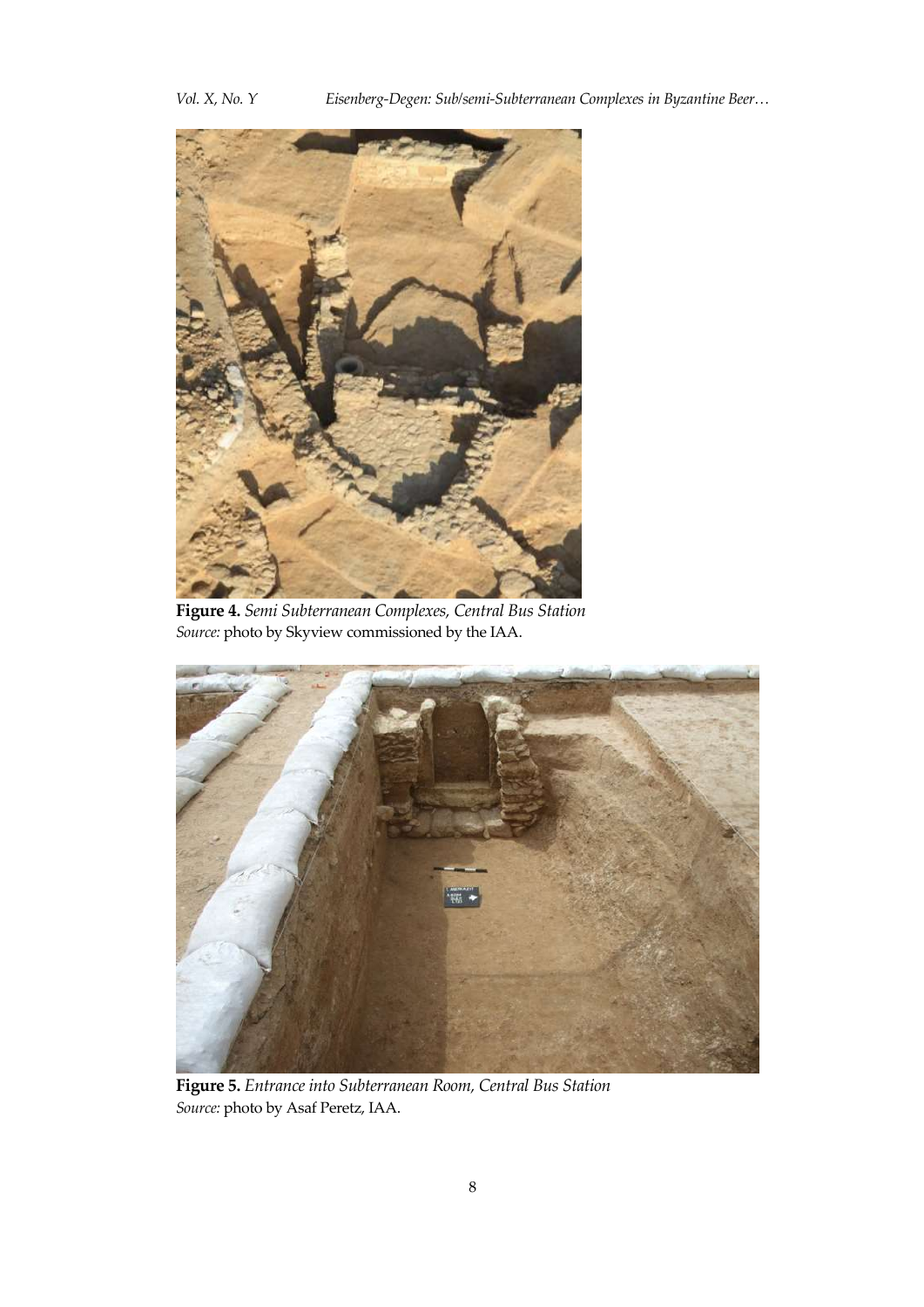**Figure 4.** *Semi Subterranean Complexes, Central Bus Station*
*Source:* photo by Skyview commissioned by the IAA.

**Figure 5.** *Entrance into Subterranean Room, Central Bus Station*
*Source:* photo by Asaf Peretz, IAA.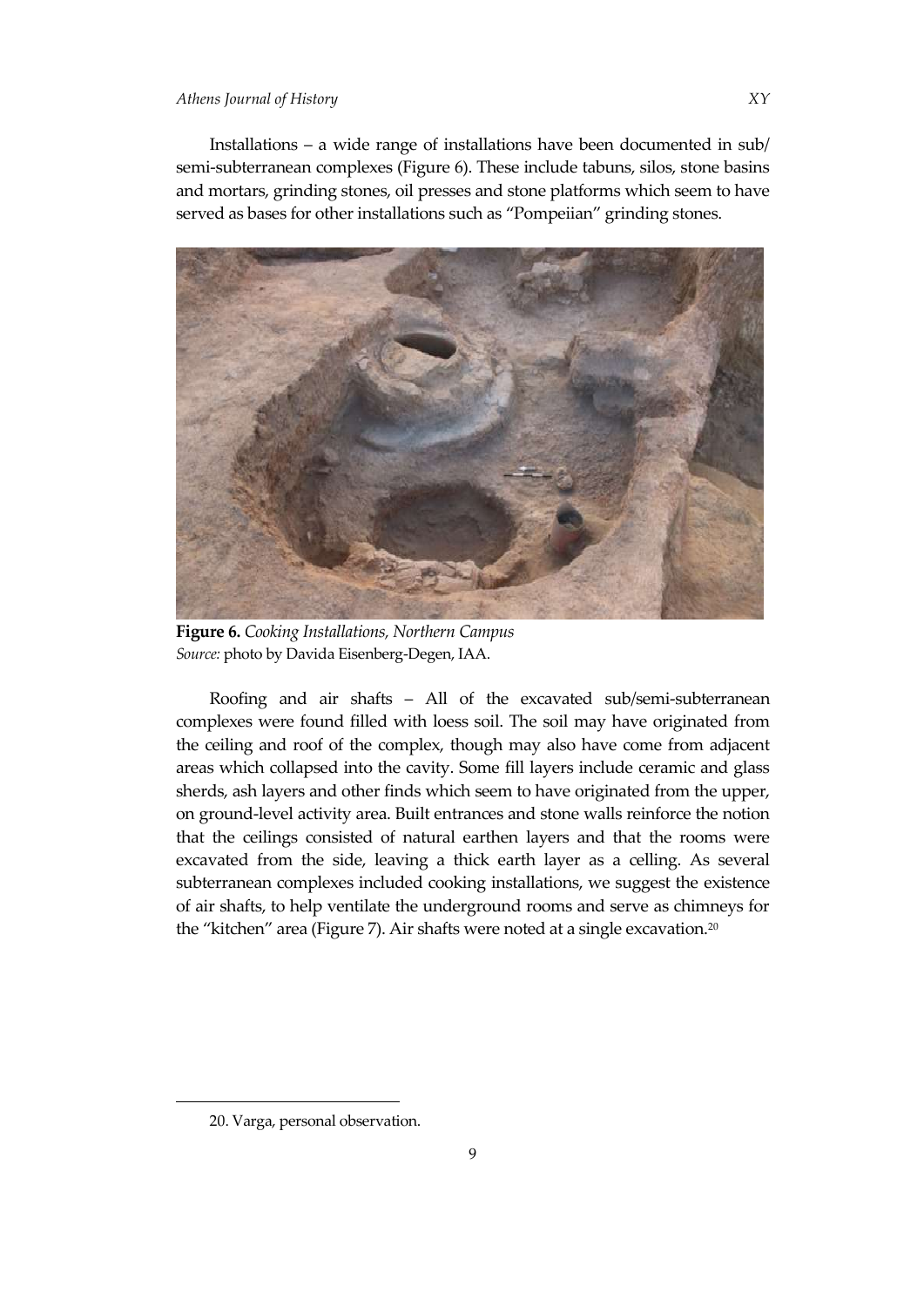Installations – a wide range of installations have been documented in sub/ semi-subterranean complexes (Figure 6). These include tabuns, silos, stone basins and mortars, grinding stones, oil presses and stone platforms which seem to have served as bases for other installations such as "Pompeiian" grinding stones.

**Figure 6.** *Cooking Installations, Northern Campus*
*Source:* photo by Davida Eisenberg-Degen, IAA.

Roofing and air shafts – All of the excavated sub/semi-subterranean complexes were found filled with loess soil. The soil may have originated from the ceiling and roof of the complex, though may also have come from adjacent areas which collapsed into the cavity. Some fill layers include ceramic and glass sherds, ash layers and other finds which seem to have originated from the upper, on ground-level activity area. Built entrances and stone walls reinforce the notion that the ceilings consisted of natural earthen layers and that the rooms were excavated from the side, leaving a thick earth layer as a celling. As several subterranean complexes included cooking installations, we suggest the existence of air shafts, to help ventilate the underground rooms and serve as chimneys for the "kitchen" area (Figure 7). Air shafts were noted at a single excavation.[20]

20. Varga, personal observation.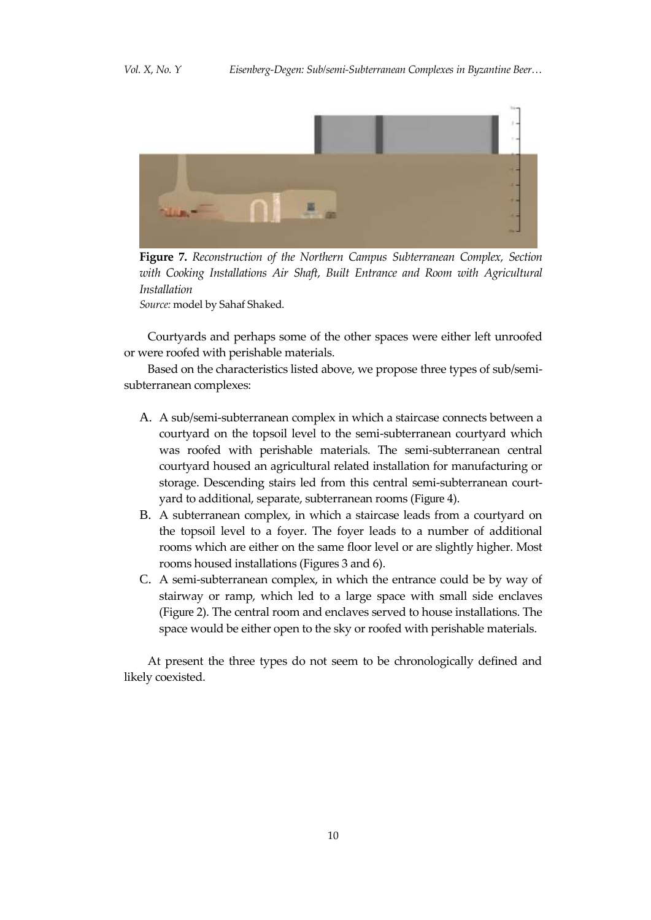**Figure 7.** *Reconstruction of the Northern Campus Subterranean Complex, Section with Cooking Installations Air Shaft, Built Entrance and Room with Agricultural Installation*
*Source:* model by Sahaf Shaked.

Courtyards and perhaps some of the other spaces were either left unroofed or were roofed with perishable materials.

Based on the characteristics listed above, we propose three types of sub/semi-subterranean complexes:

A. A sub/semi-subterranean complex in which a staircase connects between a courtyard on the topsoil level to the semi-subterranean courtyard which was roofed with perishable materials. The semi-subterranean central courtyard housed an agricultural related installation for manufacturing or storage. Descending stairs led from this central semi-subterranean courtyard to additional, separate, subterranean rooms (Figure 4).

B. A subterranean complex, in which a staircase leads from a courtyard on the topsoil level to a foyer. The foyer leads to a number of additional rooms which are either on the same floor level or are slightly higher. Most rooms housed installations (Figures 3 and 6).

C. A semi-subterranean complex, in which the entrance could be by way of stairway or ramp, which led to a large space with small side enclaves (Figure 2). The central room and enclaves served to house installations. The space would be either open to the sky or roofed with perishable materials.

At present the three types do not seem to be chronologically defined and likely coexisted.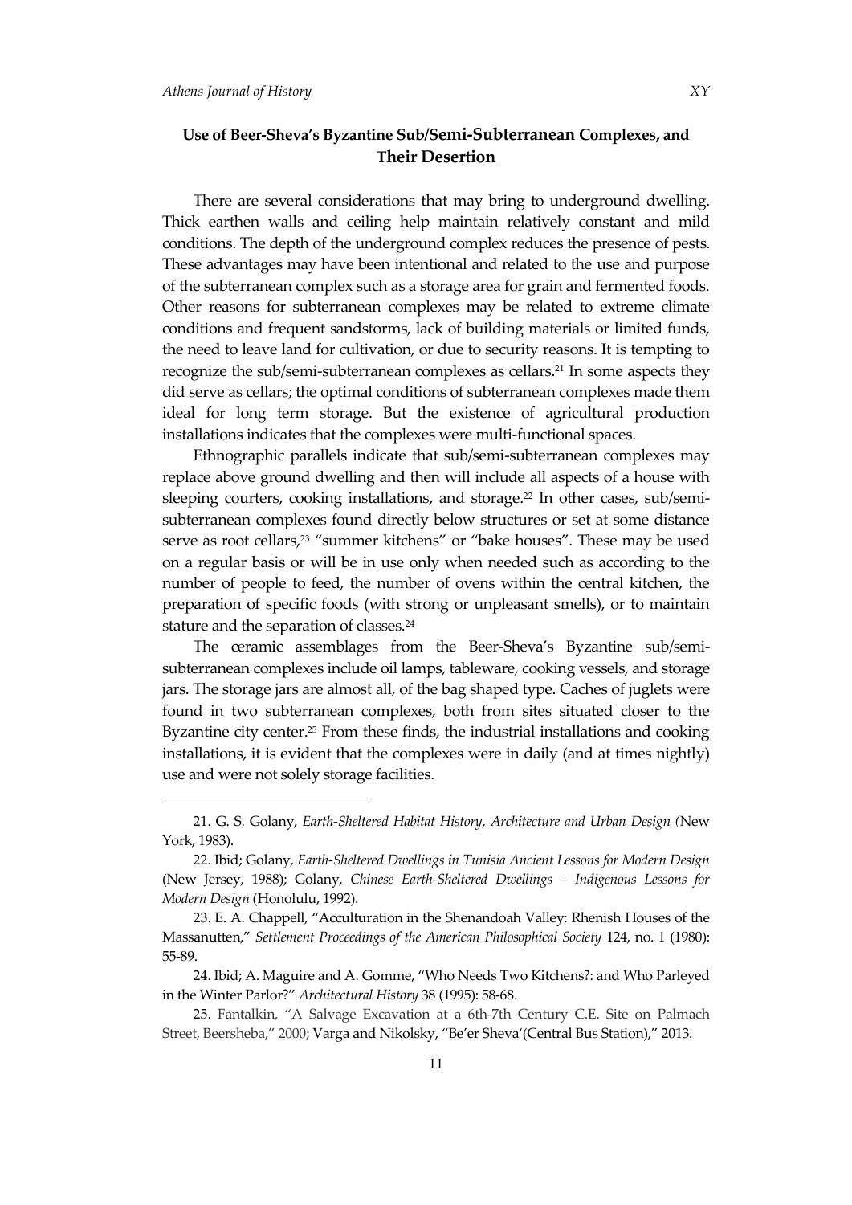## **Use of Beer-Sheva's Byzantine Sub/Semi-Subterranean Complexes, and Their Desertion**

There are several considerations that may bring to underground dwelling. Thick earthen walls and ceiling help maintain relatively constant and mild conditions. The depth of the underground complex reduces the presence of pests. These advantages may have been intentional and related to the use and purpose of the subterranean complex such as a storage area for grain and fermented foods. Other reasons for subterranean complexes may be related to extreme climate conditions and frequent sandstorms, lack of building materials or limited funds, the need to leave land for cultivation, or due to security reasons. It is tempting to recognize the sub/semi-subterranean complexes as cellars.[21] In some aspects they did serve as cellars; the optimal conditions of subterranean complexes made them ideal for long term storage. But the existence of agricultural production installations indicates that the complexes were multi-functional spaces.

Ethnographic parallels indicate that sub/semi-subterranean complexes may replace above ground dwelling and then will include all aspects of a house with sleeping courters, cooking installations, and storage.[22] In other cases, sub/semi-subterranean complexes found directly below structures or set at some distance serve as root cellars,[23] "summer kitchens" or "bake houses". These may be used on a regular basis or will be in use only when needed such as according to the number of people to feed, the number of ovens within the central kitchen, the preparation of specific foods (with strong or unpleasant smells), or to maintain stature and the separation of classes.[24]

The ceramic assemblages from the Beer-Sheva's Byzantine sub/semi-subterranean complexes include oil lamps, tableware, cooking vessels, and storage jars. The storage jars are almost all, of the bag shaped type. Caches of juglets were found in two subterranean complexes, both from sites situated closer to the Byzantine city center.[25] From these finds, the industrial installations and cooking installations, it is evident that the complexes were in daily (and at times nightly) use and were not solely storage facilities.

---

21. G. S. Golany, *Earth-Sheltered Habitat History, Architecture and Urban Design (*New York, 1983).

22. Ibid; Golany, *Earth-Sheltered Dwellings in Tunisia Ancient Lessons for Modern Design* (New Jersey, 1988); Golany, *Chinese Earth-Sheltered Dwellings – Indigenous Lessons for Modern Design* (Honolulu, 1992).

23. E. A. Chappell, "Acculturation in the Shenandoah Valley: Rhenish Houses of the Massanutten," *Settlement Proceedings of the American Philosophical Society* 124, no. 1 (1980): 55-89.

24. Ibid; A. Maguire and A. Gomme, "Who Needs Two Kitchens?: and Who Parleyed in the Winter Parlor?" *Architectural History* 38 (1995): 58-68.

25. Fantalkin, "A Salvage Excavation at a 6th-7th Century C.E. Site on Palmach Street, Beersheba," 2000; Varga and Nikolsky, "Be'er Sheva'(Central Bus Station)," 2013.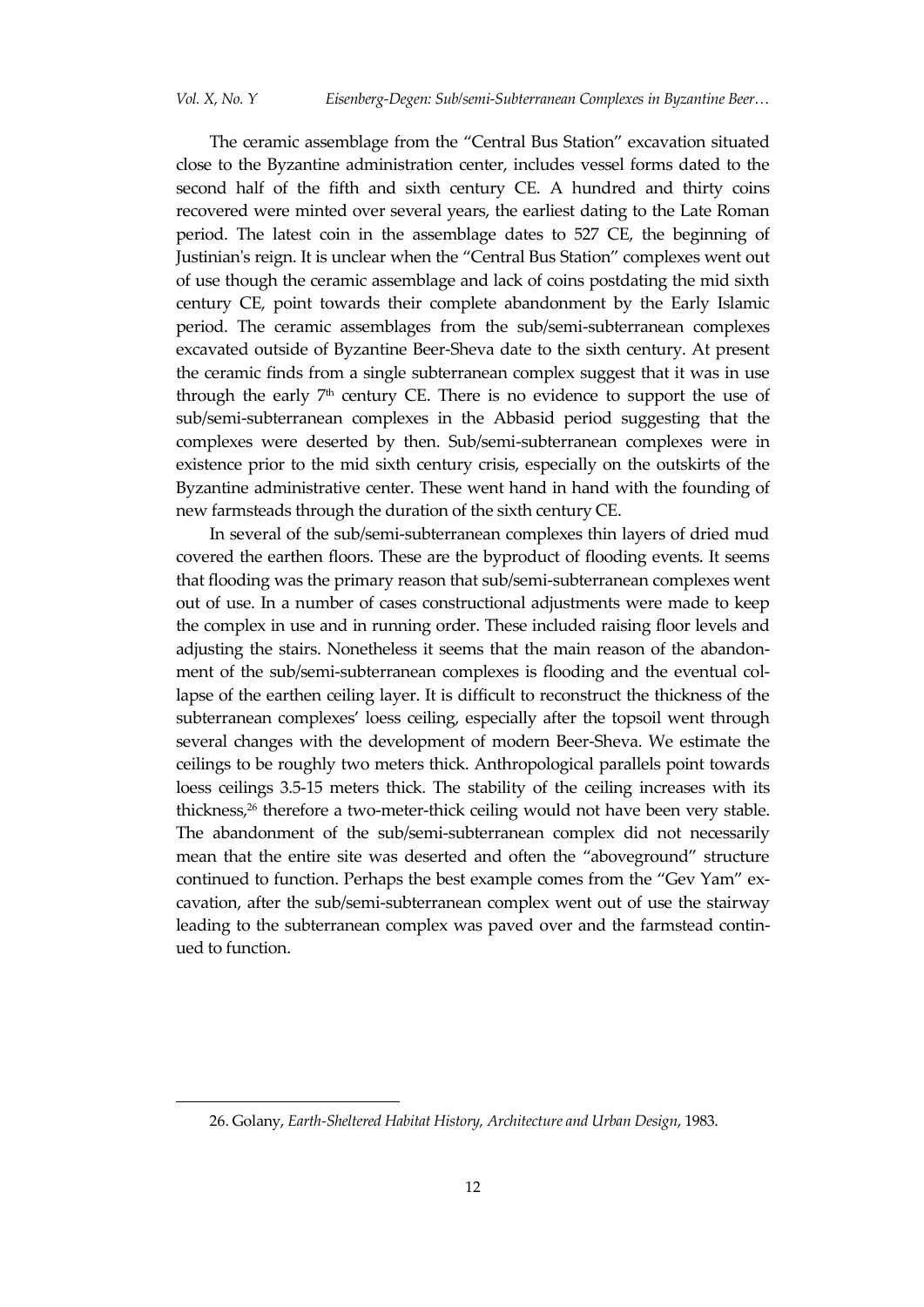The ceramic assemblage from the "Central Bus Station" excavation situated close to the Byzantine administration center, includes vessel forms dated to the second half of the fifth and sixth century CE. A hundred and thirty coins recovered were minted over several years, the earliest dating to the Late Roman period. The latest coin in the assemblage dates to 527 CE, the beginning of Justinian's reign. It is unclear when the "Central Bus Station" complexes went out of use though the ceramic assemblage and lack of coins postdating the mid sixth century CE, point towards their complete abandonment by the Early Islamic period. The ceramic assemblages from the sub/semi-subterranean complexes excavated outside of Byzantine Beer-Sheva date to the sixth century. At present the ceramic finds from a single subterranean complex suggest that it was in use through the early 7th century CE. There is no evidence to support the use of sub/semi-subterranean complexes in the Abbasid period suggesting that the complexes were deserted by then. Sub/semi-subterranean complexes were in existence prior to the mid sixth century crisis, especially on the outskirts of the Byzantine administrative center. These went hand in hand with the founding of new farmsteads through the duration of the sixth century CE.

In several of the sub/semi-subterranean complexes thin layers of dried mud covered the earthen floors. These are the byproduct of flooding events. It seems that flooding was the primary reason that sub/semi-subterranean complexes went out of use. In a number of cases constructional adjustments were made to keep the complex in use and in running order. These included raising floor levels and adjusting the stairs. Nonetheless it seems that the main reason of the abandonment of the sub/semi-subterranean complexes is flooding and the eventual collapse of the earthen ceiling layer. It is difficult to reconstruct the thickness of the subterranean complexes' loess ceiling, especially after the topsoil went through several changes with the development of modern Beer-Sheva. We estimate the ceilings to be roughly two meters thick. Anthropological parallels point towards loess ceilings 3.5-15 meters thick. The stability of the ceiling increases with its thickness,[26] therefore a two-meter-thick ceiling would not have been very stable. The abandonment of the sub/semi-subterranean complex did not necessarily mean that the entire site was deserted and often the "aboveground" structure continued to function. Perhaps the best example comes from the "Gev Yam" excavation, after the sub/semi-subterranean complex went out of use the stairway leading to the subterranean complex was paved over and the farmstead continued to function.

26. Golany, *Earth-Sheltered Habitat History, Architecture and Urban Design*, 1983.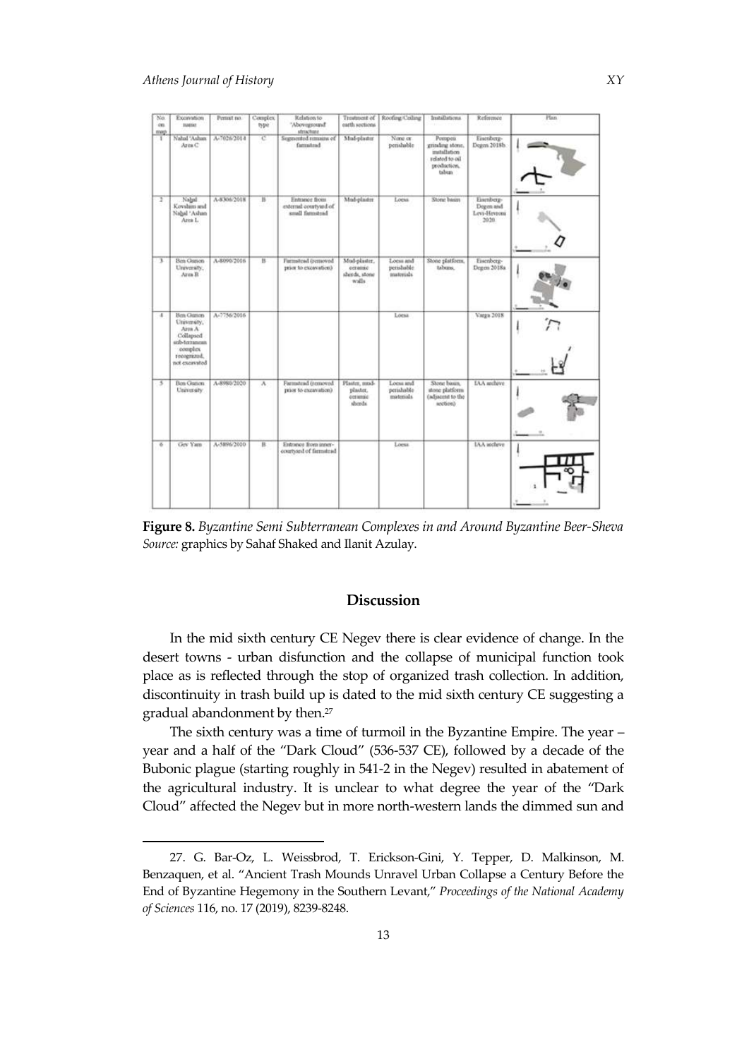| No on map | Excavation name | Permit no. | Complex type | Relation to 'Aboveground' structure | Treatment of earth sections | Roofing/Ceiling | Installations | Reference | Plan |
|---|---|---|---|---|---|---|---|---|---|
| 1 | Nahal 'Ashan Area C | A-7026/2014 | C | Segmented remains of farmstead | Mud-plaster | None or perishable | Pompeii grinding stone, installation related to oil production, tabun | Eisenberg-Degen 2018b | |
| 2 | Nahal Kovshim and Nahal 'Ashan Area L | A-8306/2018 | B | Entrance from external courtyard of small farmstead | Mud-plaster | Loess | Stone basin | Eisenberg-Degen and Levi-Hevroni 2020 | |
| 3 | Ben Gurion University, Area B | A-8090/2016 | B | Farmstead (removed prior to excavation) | Mud-plaster, ceramic sherds, stone walls | Loess and perishable materials | Stone platform, tabuns, | Eisenberg-Degen 2018a | |
| 4 | Ben Gurion University, Area A Collapsed sub-terranean complex recognized, not excavated | A-7756/2016 | | | | Loess | | Varga 2018 | |
| 5 | Ben Gurion University | A-8980/2020 | A | Farmstead (removed prior to excavation) | Plaster, mud-plaster, ceramic sherds | Loess and perishable materials | Stone basin, stone platform (adjacent to the section) | IAA archive | |
| 6 | Gev Yam | A-5896/2010 | B | Entrance from inner-courtyard of farmstead | | Loess | | IAA archive | |

**Figure 8.** *Byzantine Semi Subterranean Complexes in and Around Byzantine Beer-Sheva*
*Source:* graphics by Sahaf Shaked and Ilanit Azulay.

## Discussion

In the mid sixth century CE Negev there is clear evidence of change. In the desert towns - urban disfunction and the collapse of municipal function took place as is reflected through the stop of organized trash collection. In addition, discontinuity in trash build up is dated to the mid sixth century CE suggesting a gradual abandonment by then.[27]

The sixth century was a time of turmoil in the Byzantine Empire. The year – year and a half of the "Dark Cloud" (536-537 CE), followed by a decade of the Bubonic plague (starting roughly in 541-2 in the Negev) resulted in abatement of the agricultural industry. It is unclear to what degree the year of the "Dark Cloud" affected the Negev but in more north-western lands the dimmed sun and

27. G. Bar-Oz, L. Weissbrod, T. Erickson-Gini, Y. Tepper, D. Malkinson, M. Benzaquen, et al. "Ancient Trash Mounds Unravel Urban Collapse a Century Before the End of Byzantine Hegemony in the Southern Levant," *Proceedings of the National Academy of Sciences* 116, no. 17 (2019), 8239-8248.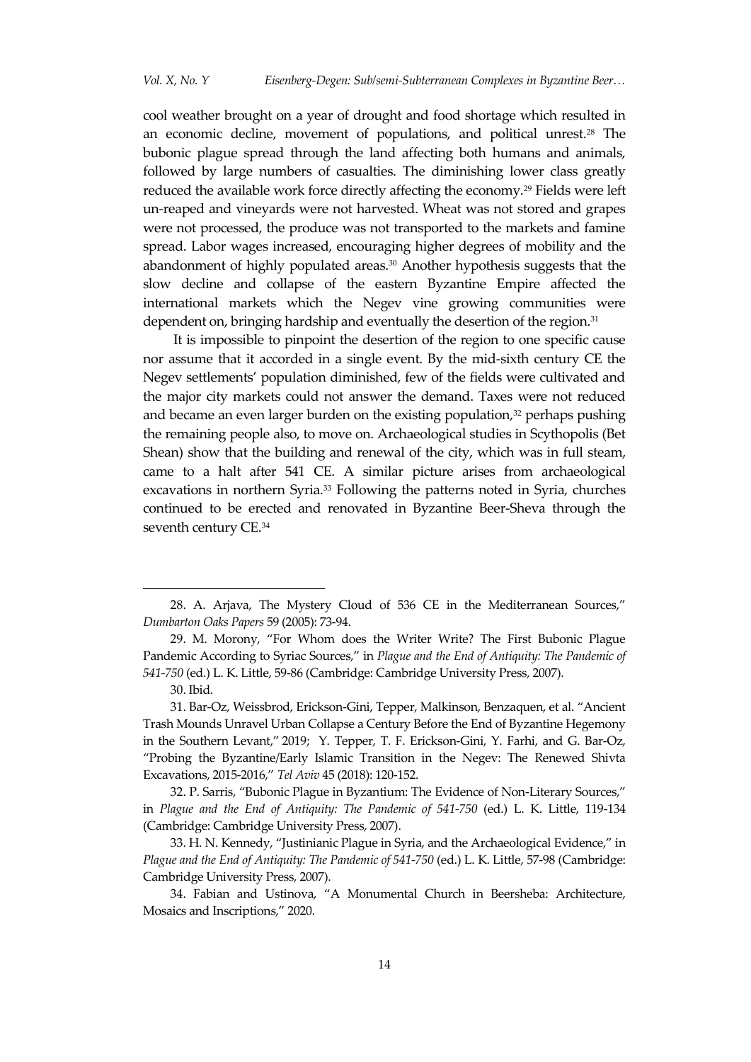cool weather brought on a year of drought and food shortage which resulted in an economic decline, movement of populations, and political unrest.[28] The bubonic plague spread through the land affecting both humans and animals, followed by large numbers of casualties. The diminishing lower class greatly reduced the available work force directly affecting the economy.[29] Fields were left un-reaped and vineyards were not harvested. Wheat was not stored and grapes were not processed, the produce was not transported to the markets and famine spread. Labor wages increased, encouraging higher degrees of mobility and the abandonment of highly populated areas.[30] Another hypothesis suggests that the slow decline and collapse of the eastern Byzantine Empire affected the international markets which the Negev vine growing communities were dependent on, bringing hardship and eventually the desertion of the region.[31]

It is impossible to pinpoint the desertion of the region to one specific cause nor assume that it accorded in a single event. By the mid-sixth century CE the Negev settlements' population diminished, few of the fields were cultivated and the major city markets could not answer the demand. Taxes were not reduced and became an even larger burden on the existing population,[32] perhaps pushing the remaining people also, to move on. Archaeological studies in Scythopolis (Bet Shean) show that the building and renewal of the city, which was in full steam, came to a halt after 541 CE. A similar picture arises from archaeological excavations in northern Syria.[33] Following the patterns noted in Syria, churches continued to be erected and renovated in Byzantine Beer-Sheva through the seventh century CE.[34]

---

28. A. Arjava, The Mystery Cloud of 536 CE in the Mediterranean Sources," *Dumbarton Oaks Papers* 59 (2005): 73-94.

29. M. Morony, "For Whom does the Writer Write? The First Bubonic Plague Pandemic According to Syriac Sources," in *Plague and the End of Antiquity: The Pandemic of 541-750* (ed.) L. K. Little, 59-86 (Cambridge: Cambridge University Press, 2007).

30. Ibid.

31. Bar-Oz, Weissbrod, Erickson-Gini, Tepper, Malkinson, Benzaquen, et al. "Ancient Trash Mounds Unravel Urban Collapse a Century Before the End of Byzantine Hegemony in the Southern Levant," 2019; Y. Tepper, T. F. Erickson-Gini, Y. Farhi, and G. Bar-Oz, "Probing the Byzantine/Early Islamic Transition in the Negev: The Renewed Shivta Excavations, 2015-2016," *Tel Aviv* 45 (2018): 120-152.

32. P. Sarris, "Bubonic Plague in Byzantium: The Evidence of Non-Literary Sources," in *Plague and the End of Antiquity: The Pandemic of 541-750* (ed.) L. K. Little, 119-134 (Cambridge: Cambridge University Press, 2007).

33. H. N. Kennedy, "Justinianic Plague in Syria, and the Archaeological Evidence," in *Plague and the End of Antiquity: The Pandemic of 541-750* (ed.) L. K. Little, 57-98 (Cambridge: Cambridge University Press, 2007).

34. Fabian and Ustinova, "A Monumental Church in Beersheba: Architecture, Mosaics and Inscriptions," 2020.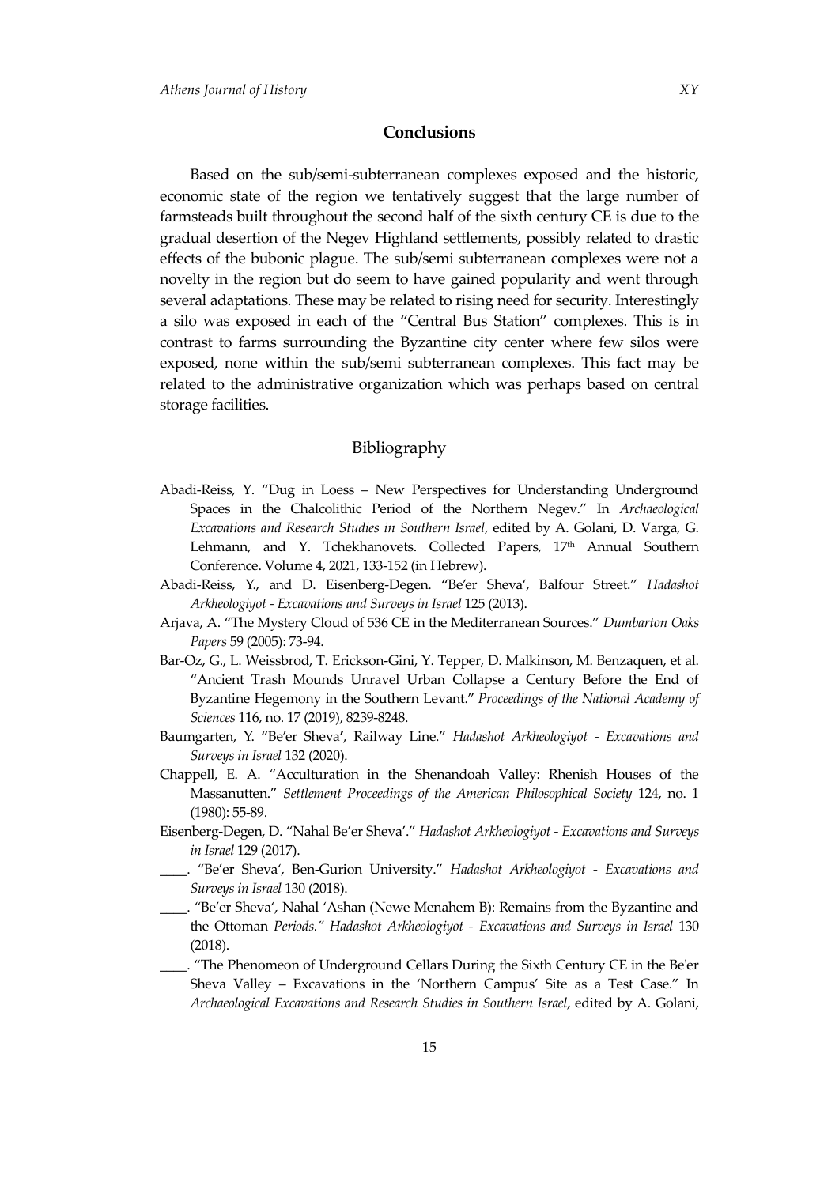## Conclusions

Based on the sub/semi-subterranean complexes exposed and the historic, economic state of the region we tentatively suggest that the large number of farmsteads built throughout the second half of the sixth century CE is due to the gradual desertion of the Negev Highland settlements, possibly related to drastic effects of the bubonic plague. The sub/semi subterranean complexes were not a novelty in the region but do seem to have gained popularity and went through several adaptations. These may be related to rising need for security. Interestingly a silo was exposed in each of the "Central Bus Station" complexes. This is in contrast to farms surrounding the Byzantine city center where few silos were exposed, none within the sub/semi subterranean complexes. This fact may be related to the administrative organization which was perhaps based on central storage facilities.

## Bibliography

Abadi-Reiss, Y. "Dug in Loess – New Perspectives for Understanding Underground Spaces in the Chalcolithic Period of the Northern Negev." In *Archaeological Excavations and Research Studies in Southern Israel*, edited by A. Golani, D. Varga, G. Lehmann, and Y. Tchekhanovets. Collected Papers, 17th Annual Southern Conference. Volume 4, 2021, 133-152 (in Hebrew).

Abadi-Reiss, Y., and D. Eisenberg-Degen. "Be'er Sheva', Balfour Street." *Hadashot Arkheologiyot - Excavations and Surveys in Israel* 125 (2013).

Arjava, A. "The Mystery Cloud of 536 CE in the Mediterranean Sources." *Dumbarton Oaks Papers* 59 (2005): 73-94.

Bar-Oz, G., L. Weissbrod, T. Erickson-Gini, Y. Tepper, D. Malkinson, M. Benzaquen, et al. "Ancient Trash Mounds Unravel Urban Collapse a Century Before the End of Byzantine Hegemony in the Southern Levant." *Proceedings of the National Academy of Sciences* 116, no. 17 (2019), 8239-8248.

Baumgarten, Y. "Be'er Sheva', Railway Line." *Hadashot Arkheologiyot - Excavations and Surveys in Israel* 132 (2020).

Chappell, E. A. "Acculturation in the Shenandoah Valley: Rhenish Houses of the Massanutten." *Settlement Proceedings of the American Philosophical Society* 124, no. 1 (1980): 55-89.

Eisenberg-Degen, D. "Nahal Be'er Sheva'." *Hadashot Arkheologiyot - Excavations and Surveys in Israel* 129 (2017).

____. "Be'er Sheva', Ben-Gurion University." *Hadashot Arkheologiyot - Excavations and Surveys in Israel* 130 (2018).

____. "Be'er Sheva', Nahal 'Ashan (Newe Menahem B): Remains from the Byzantine and the Ottoman *Periods." Hadashot Arkheologiyot - Excavations and Surveys in Israel* 130 (2018).

____. "The Phenomeon of Underground Cellars During the Sixth Century CE in the Be'er Sheva Valley – Excavations in the 'Northern Campus' Site as a Test Case." In *Archaeological Excavations and Research Studies in Southern Israel*, edited by A. Golani,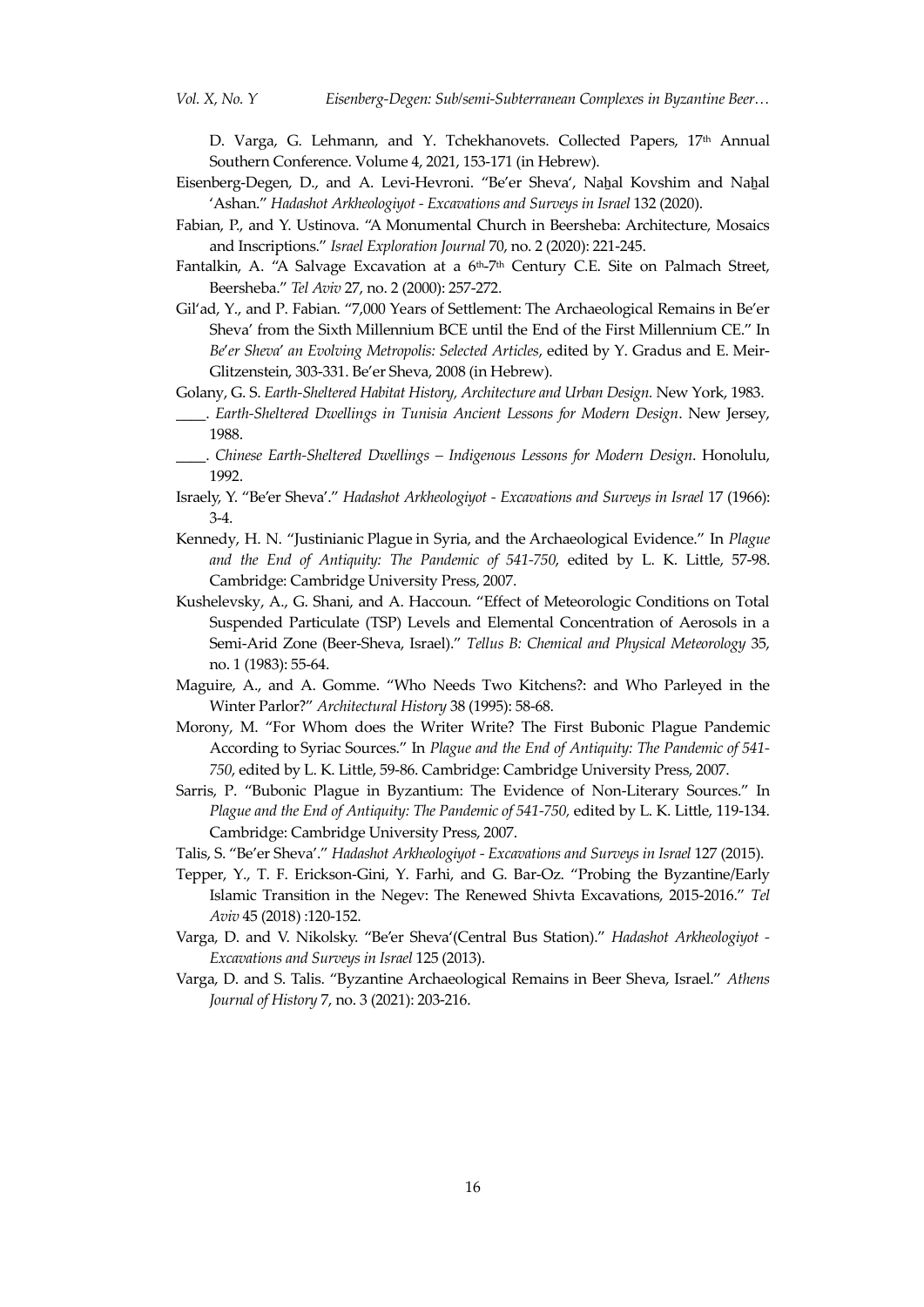D. Varga, G. Lehmann, and Y. Tchekhanovets. Collected Papers, 17th Annual Southern Conference. Volume 4, 2021, 153-171 (in Hebrew).

Eisenberg-Degen, D., and A. Levi-Hevroni. "Be'er Sheva', Naẖal Kovshim and Naẖal 'Ashan." *Hadashot Arkheologiyot - Excavations and Surveys in Israel* 132 (2020).

Fabian, P., and Y. Ustinova. "A Monumental Church in Beersheba: Architecture, Mosaics and Inscriptions." *Israel Exploration Journal* 70, no. 2 (2020): 221-245.

Fantalkin, A. "A Salvage Excavation at a 6th-7th Century C.E. Site on Palmach Street, Beersheba." *Tel Aviv* 27, no. 2 (2000): 257-272.

Gil'ad, Y., and P. Fabian. "7,000 Years of Settlement: The Archaeological Remains in Be'er Sheva' from the Sixth Millennium BCE until the End of the First Millennium CE." In *Be'er Sheva' an Evolving Metropolis: Selected Articles*, edited by Y. Gradus and E. Meir-Glitzenstein, 303-331. Be'er Sheva, 2008 (in Hebrew).

Golany, G. S. *Earth-Sheltered Habitat History, Architecture and Urban Design.* New York, 1983.

____. *Earth-Sheltered Dwellings in Tunisia Ancient Lessons for Modern Design*. New Jersey, 1988.

____. *Chinese Earth-Sheltered Dwellings – Indigenous Lessons for Modern Design*. Honolulu, 1992.

Israely, Y. "Be'er Sheva'." *Hadashot Arkheologiyot - Excavations and Surveys in Israel* 17 (1966): 3-4.

Kennedy, H. N. "Justinianic Plague in Syria, and the Archaeological Evidence." In *Plague and the End of Antiquity: The Pandemic of 541-750*, edited by L. K. Little, 57-98. Cambridge: Cambridge University Press, 2007.

Kushelevsky, A., G. Shani, and A. Haccoun. "Effect of Meteorologic Conditions on Total Suspended Particulate (TSP) Levels and Elemental Concentration of Aerosols in a Semi-Arid Zone (Beer-Sheva, Israel)." *Tellus B: Chemical and Physical Meteorology* 35, no. 1 (1983): 55-64.

Maguire, A., and A. Gomme. "Who Needs Two Kitchens?: and Who Parleyed in the Winter Parlor?" *Architectural History* 38 (1995): 58-68.

Morony, M. "For Whom does the Writer Write? The First Bubonic Plague Pandemic According to Syriac Sources." In *Plague and the End of Antiquity: The Pandemic of 541-750*, edited by L. K. Little, 59-86. Cambridge: Cambridge University Press, 2007.

Sarris, P. "Bubonic Plague in Byzantium: The Evidence of Non-Literary Sources." In *Plague and the End of Antiquity: The Pandemic of 541-750*, edited by L. K. Little, 119-134. Cambridge: Cambridge University Press, 2007.

Talis, S. "Be'er Sheva'." *Hadashot Arkheologiyot - Excavations and Surveys in Israel* 127 (2015).

Tepper, Y., T. F. Erickson-Gini, Y. Farhi, and G. Bar-Oz. "Probing the Byzantine/Early Islamic Transition in the Negev: The Renewed Shivta Excavations, 2015-2016." *Tel Aviv* 45 (2018) :120-152.

Varga, D. and V. Nikolsky. "Be'er Sheva'(Central Bus Station)." *Hadashot Arkheologiyot - Excavations and Surveys in Israel* 125 (2013).

Varga, D. and S. Talis. "Byzantine Archaeological Remains in Beer Sheva, Israel." *Athens Journal of History* 7, no. 3 (2021): 203-216.